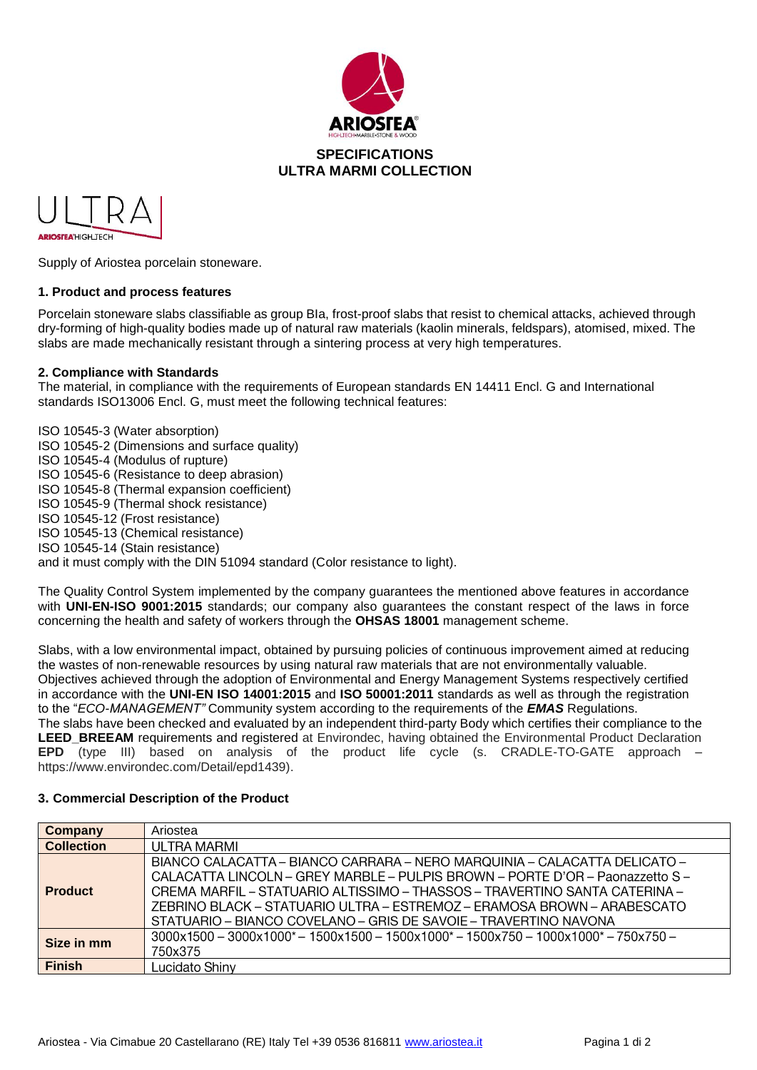**SPECIFICATIONS**
**ULTRA MARMI COLLECTION**

Supply of Ariostea porcelain stoneware.

### 1. Product and process features

Porcelain stoneware slabs classifiable as group BIa, frost-proof slabs that resist to chemical attacks, achieved through dry-forming of high-quality bodies made up of natural raw materials (kaolin minerals, feldspars), atomised, mixed. The slabs are made mechanically resistant through a sintering process at very high temperatures.

### 2. Compliance with Standards

The material, in compliance with the requirements of European standards EN 14411 Encl. G and International standards ISO13006 Encl. G, must meet the following technical features:

ISO 10545-3 (Water absorption)
ISO 10545-2 (Dimensions and surface quality)
ISO 10545-4 (Modulus of rupture)
ISO 10545-6 (Resistance to deep abrasion)
ISO 10545-8 (Thermal expansion coefficient)
ISO 10545-9 (Thermal shock resistance)
ISO 10545-12 (Frost resistance)
ISO 10545-13 (Chemical resistance)
ISO 10545-14 (Stain resistance)
and it must comply with the DIN 51094 standard (Color resistance to light).

The Quality Control System implemented by the company guarantees the mentioned above features in accordance with **UNI-EN-ISO 9001:2015** standards; our company also guarantees the constant respect of the laws in force concerning the health and safety of workers through the **OHSAS 18001** management scheme.

Slabs, with a low environmental impact, obtained by pursuing policies of continuous improvement aimed at reducing the wastes of non-renewable resources by using natural raw materials that are not environmentally valuable.
Objectives achieved through the adoption of Environmental and Energy Management Systems respectively certified in accordance with the **UNI-EN ISO 14001:2015** and **ISO 50001:2011** standards as well as through the registration to the "*ECO-MANAGEMENT"* Community system according to the requirements of the ***EMAS*** Regulations.
The slabs have been checked and evaluated by an independent third-party Body which certifies their compliance to the **LEED_BREEAM** requirements and registered at Environdec, having obtained the Environmental Product Declaration **EPD** (type III) based on analysis of the product life cycle (s. CRADLE-TO-GATE approach – https://www.environdec.com/Detail/epd1439).

### 3. Commercial Description of the Product

| | |
|---|---|
| **Company** | Ariostea |
| **Collection** | ULTRA MARMI |
| **Product** | BIANCO CALACATTA – BIANCO CARRARA – NERO MARQUINIA – CALACATTA DELICATO – CALACATTA LINCOLN – GREY MARBLE – PULPIS BROWN – PORTE D'OR – Paonazzetto S – CREMA MARFIL – STATUARIO ALTISSIMO – THASSOS – TRAVERTINO SANTA CATERINA – ZEBRINO BLACK – STATUARIO ULTRA – ESTREMOZ – ERAMOSA BROWN – ARABESCATO STATUARIO – BIANCO COVELANO – GRIS DE SAVOIE – TRAVERTINO NAVONA |
| **Size in mm** | 3000x1500 – 3000x1000* – 1500x1500 – 1500x1000* – 1500x750 – 1000x1000* – 750x750 – 750x375 |
| **Finish** | Lucidato Shiny |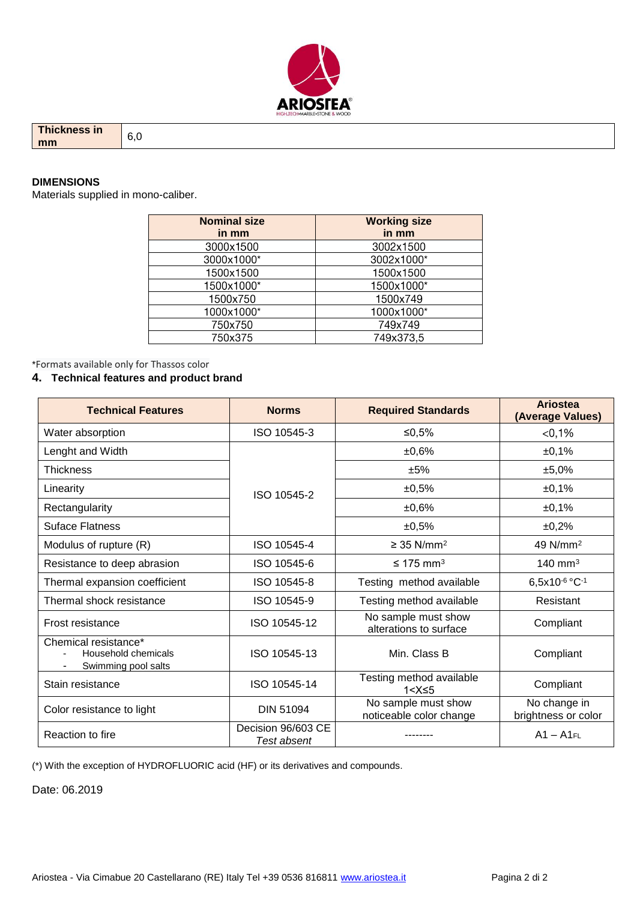| Thickness in mm | 6,0 |
|---|---|

**DIMENSIONS**

Materials supplied in mono-caliber.

| Nominal size in mm | Working size in mm |
|---|---|
| 3000x1500 | 3002x1500 |
| 3000x1000* | 3002x1000* |
| 1500x1500 | 1500x1500 |
| 1500x1000* | 1500x1000* |
| 1500x750 | 1500x749 |
| 1000x1000* | 1000x1000* |
| 750x750 | 749x749 |
| 750x375 | 749x373,5 |

*Formats available only for Thassos color

## 4. Technical features and product brand

| Technical Features | Norms | Required Standards | Ariostea (Average Values) |
|---|---|---|---|
| Water absorption | ISO 10545-3 | ≤0,5% | <0,1% |
| Lenght and Width | ISO 10545-2 | ±0,6% | ±0,1% |
| Thickness | | ±5% | ±5,0% |
| Linearity | | ±0,5% | ±0,1% |
| Rectangularity | | ±0,6% | ±0,1% |
| Suface Flatness | | ±0,5% | ±0,2% |
| Modulus of rupture (R) | ISO 10545-4 | ≥ 35 $N/mm^2$ | 49 $N/mm^2$ |
| Resistance to deep abrasion | ISO 10545-6 | ≤ 175 $mm^3$ | 140 $mm^3$ |
| Thermal expansion coefficient | ISO 10545-8 | Testing method available | $6{,}5x10^{-6}$ °$C^{-1}$ |
| Thermal shock resistance | ISO 10545-9 | Testing method available | Resistant |
| Frost resistance | ISO 10545-12 | No sample must show alterations to surface | Compliant |
| Chemical resistance*<br>- Household chemicals<br>- Swimming pool salts | ISO 10545-13 | Min. Class B | Compliant |
| Stain resistance | ISO 10545-14 | Testing method available 1<X≤5 | Compliant |
| Color resistance to light | DIN 51094 | No sample must show noticeable color change | No change in brightness or color |
| Reaction to fire | Decision 96/603 CE *Test absent* | -------- | A1 – $A1_{FL}$ |

(*) With the exception of HYDROFLUORIC acid (HF) or its derivatives and compounds.

Date: 06.2019

Ariostea - Via Cimabue 20 Castellarano (RE) Italy Tel +39 0536 816811 www.ariostea.it